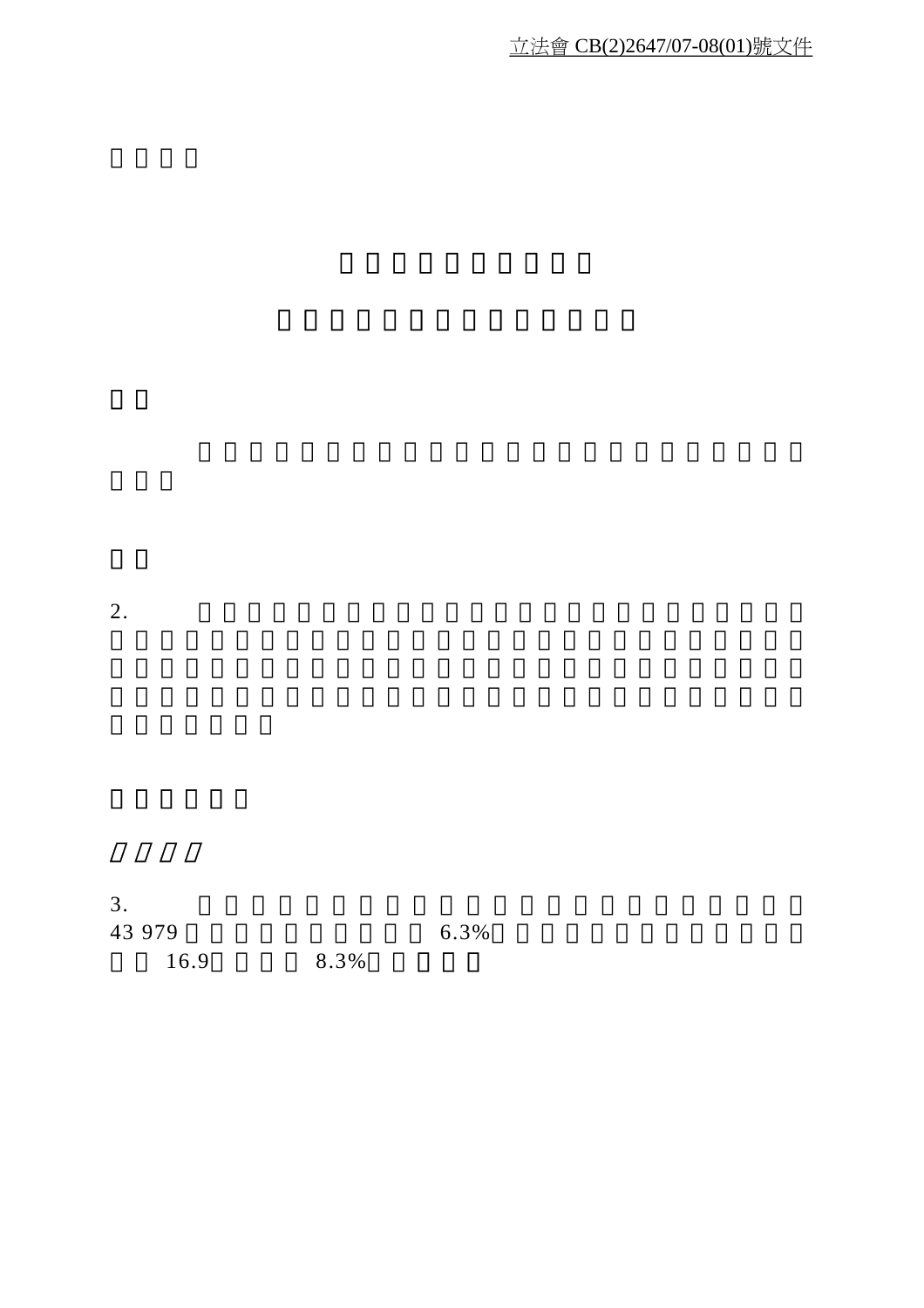立法會 CB(2)2647/07-08(01)號文件

2.

3.

43 979 6.3% 16.9 8.3%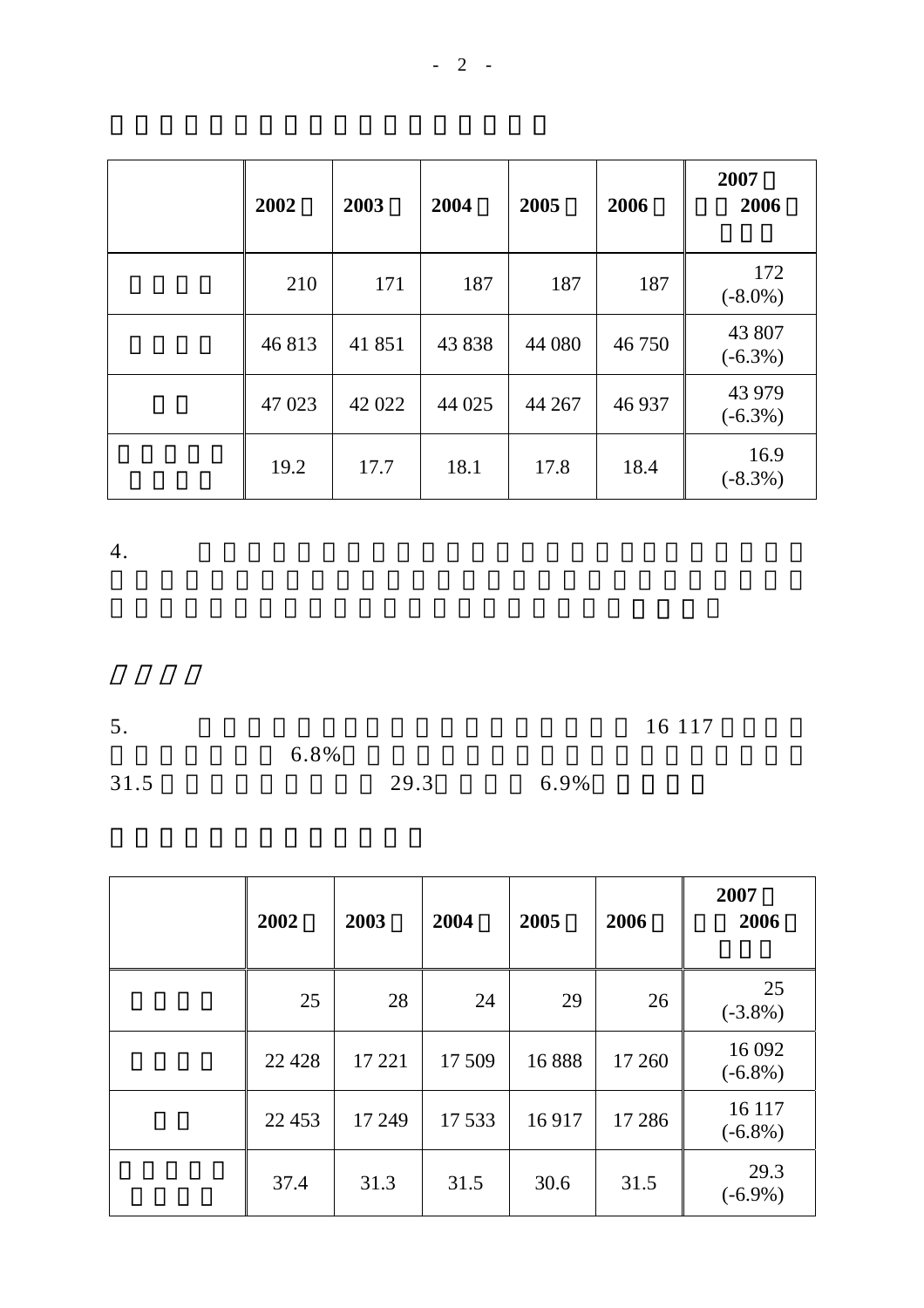| | 2002 | 2003 | 2004 | 2005 | 2006 | 2007 2006 |
|---|---|---|---|---|---|---|
| | 210 | 171 | 187 | 187 | 187 | 172 (-8.0%) |
| | 46 813 | 41 851 | 43 838 | 44 080 | 46 750 | 43 807 (-6.3%) |
| | 47 023 | 42 022 | 44 025 | 44 267 | 46 937 | 43 979 (-6.3%) |
| | 19.2 | 17.7 | 18.1 | 17.8 | 18.4 | 16.9 (-8.3%) |

4.

5. 16 117 6.8% 31.5 29.3 6.9%

| | 2002 | 2003 | 2004 | 2005 | 2006 | 2007 2006 |
|---|---|---|---|---|---|---|
| | 25 | 28 | 24 | 29 | 26 | 25 (-3.8%) |
| | 22 428 | 17 221 | 17 509 | 16 888 | 17 260 | 16 092 (-6.8%) |
| | 22 453 | 17 249 | 17 533 | 16 917 | 17 286 | 16 117 (-6.8%) |
| | 37.4 | 31.3 | 31.5 | 30.6 | 31.5 | 29.3 (-6.9%) |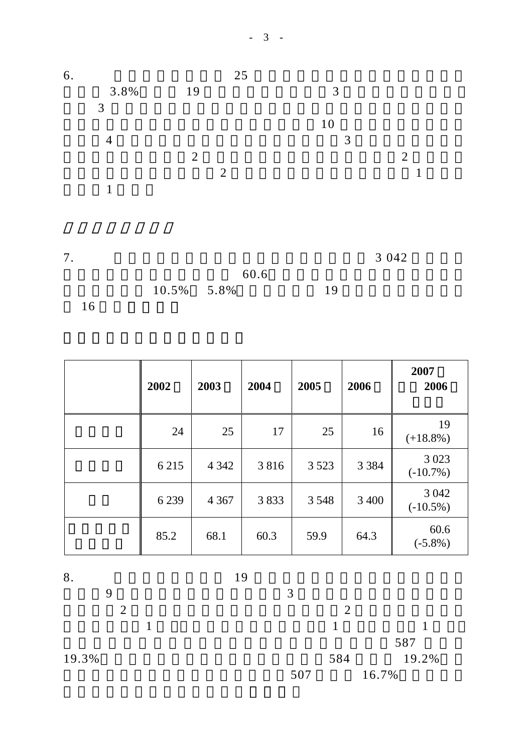6. 25 3.8% 19 3 3 10 4 3 2 2 2 1 1

7. 3 042 60.6 10.5% 5.8% 19 16

| | 2002 | 2003 | 2004 | 2005 | 2006 | 2007 2006 |
|---|---|---|---|---|---|---|
| | 24 | 25 | 17 | 25 | 16 | 19 (+18.8%) |
| | 6 215 | 4 342 | 3 816 | 3 523 | 3 384 | 3 023 (-10.7%) |
| | 6 239 | 4 367 | 3 833 | 3 548 | 3 400 | 3 042 (-10.5%) |
| | 85.2 | 68.1 | 60.3 | 59.9 | 64.3 | 60.6 (-5.8%) |

8. 19 9 3 2 2 1 1 1 587 19.3% 584 19.2% 507 16.7%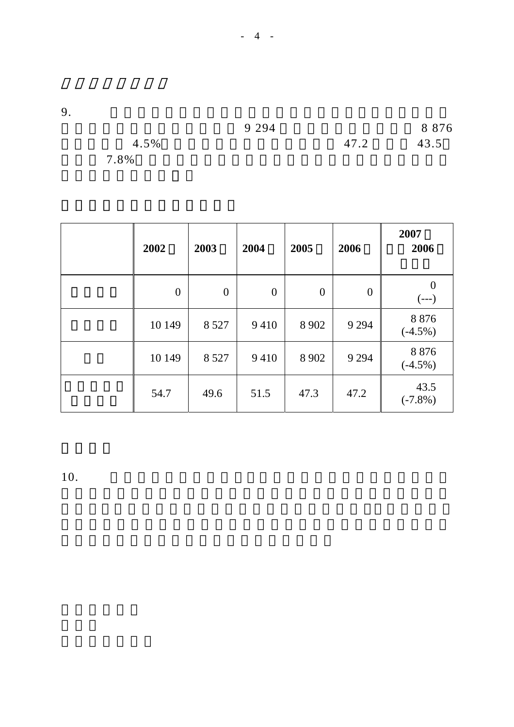9. 9 294 8 876 4.5% 47.2 43.5 7.8%

| | 2002 | 2003 | 2004 | 2005 | 2006 | 2007 2006 |
|---|---|---|---|---|---|---|
| | 0 | 0 | 0 | 0 | 0 | 0 (---) |
| | 10 149 | 8 527 | 9 410 | 8 902 | 9 294 | 8 876 (-4.5%) |
| | 10 149 | 8 527 | 9 410 | 8 902 | 9 294 | 8 876 (-4.5%) |
| | 54.7 | 49.6 | 51.5 | 47.3 | 47.2 | 43.5 (-7.8%) |

10.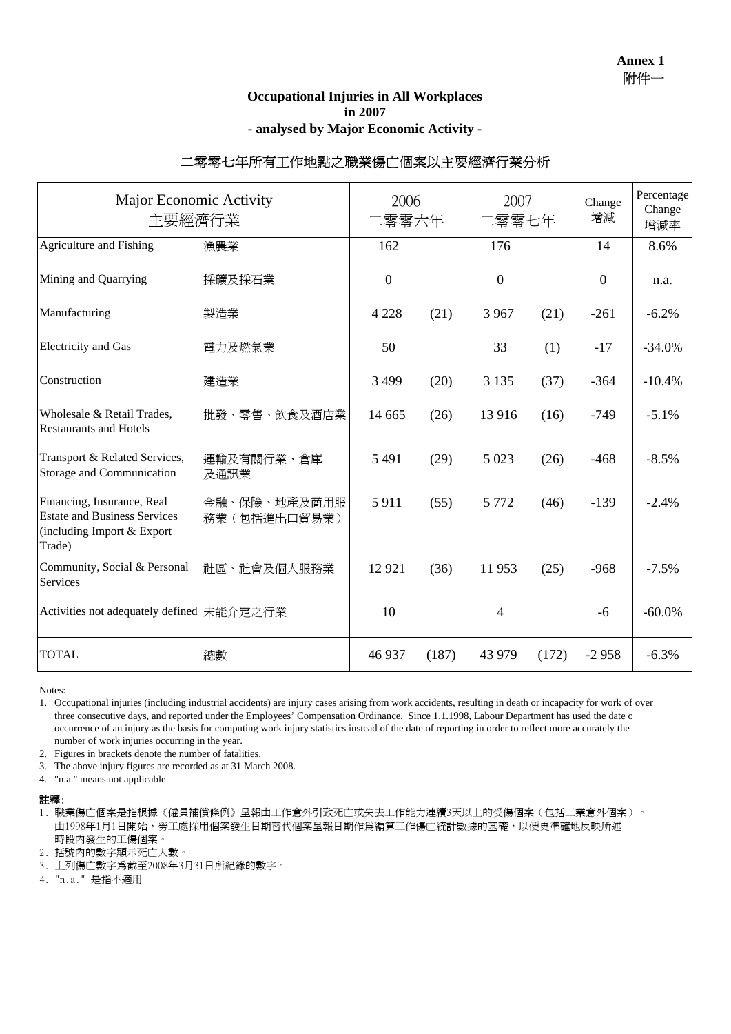**Annex 1**
附件一

### Occupational Injuries in All Workplaces in 2007 - analysed by Major Economic Activity -

### 二零零七年所有工作地點之職業傷亡個案以主要經濟行業分析

| Major Economic Activity | 主要經濟行業 | 2006 二零零六年 | | 2007 二零零七年 | | Change 增減 | Percentage Change 增減率 |
|---|---|---|---|---|---|---|---|
| Agriculture and Fishing | 漁農業 | 162 | | 176 | | 14 | 8.6% |
| Mining and Quarrying | 採礦及採石業 | 0 | | 0 | | 0 | n.a. |
| Manufacturing | 製造業 | 4 228 | (21) | 3 967 | (21) | -261 | -6.2% |
| Electricity and Gas | 電力及燃氣業 | 50 | | 33 | (1) | -17 | -34.0% |
| Construction | 建造業 | 3 499 | (20) | 3 135 | (37) | -364 | -10.4% |
| Wholesale & Retail Trades, Restaurants and Hotels | 批發、零售、飲食及酒店業 | 14 665 | (26) | 13 916 | (16) | -749 | -5.1% |
| Transport & Related Services, Storage and Communication | 運輸及有關行業、倉庫及通訊業 | 5 491 | (29) | 5 023 | (26) | -468 | -8.5% |
| Financing, Insurance, Real Estate and Business Services (including Import & Export Trade) | 金融、保險、地產及商用服務業（包括進出口貿易業） | 5 911 | (55) | 5 772 | (46) | -139 | -2.4% |
| Community, Social & Personal Services | 社區、社會及個人服務業 | 12 921 | (36) | 11 953 | (25) | -968 | -7.5% |
| Activities not adequately defined | 未能介定之行業 | 10 | | 4 | | -6 | -60.0% |
| TOTAL | 總數 | 46 937 | (187) | 43 979 | (172) | -2 958 | -6.3% |

Notes:

1. Occupational injuries (including industrial accidents) are injury cases arising from work accidents, resulting in death or incapacity for work of over three consecutive days, and reported under the Employees' Compensation Ordinance. Since 1.1.1998, Labour Department has used the date o occurrence of an injury as the basis for computing work injury statistics instead of the date of reporting in order to reflect more accurately the number of work injuries occurring in the year.
2. Figures in brackets denote the number of fatalities.
3. The above injury figures are recorded as at 31 March 2008.
4. "n.a." means not applicable

**註釋:**

1. 職業傷亡個案是指根據《僱員補償條例》呈報由工作意外引致死亡或失去工作能力連續3天以上的受傷個案（包括工業意外個案）。由1998年1月1日開始，勞工處採用個案發生日期替代個案呈報日期作爲編算工作傷亡統計數據的基礎，以便更準確地反映所述時段內發生的工傷個案。
2. 括號內的數字顯示死亡人數。
3. 上列傷亡數字爲截至2008年3月31日所紀錄的數字。
4. "n.a." 是指不適用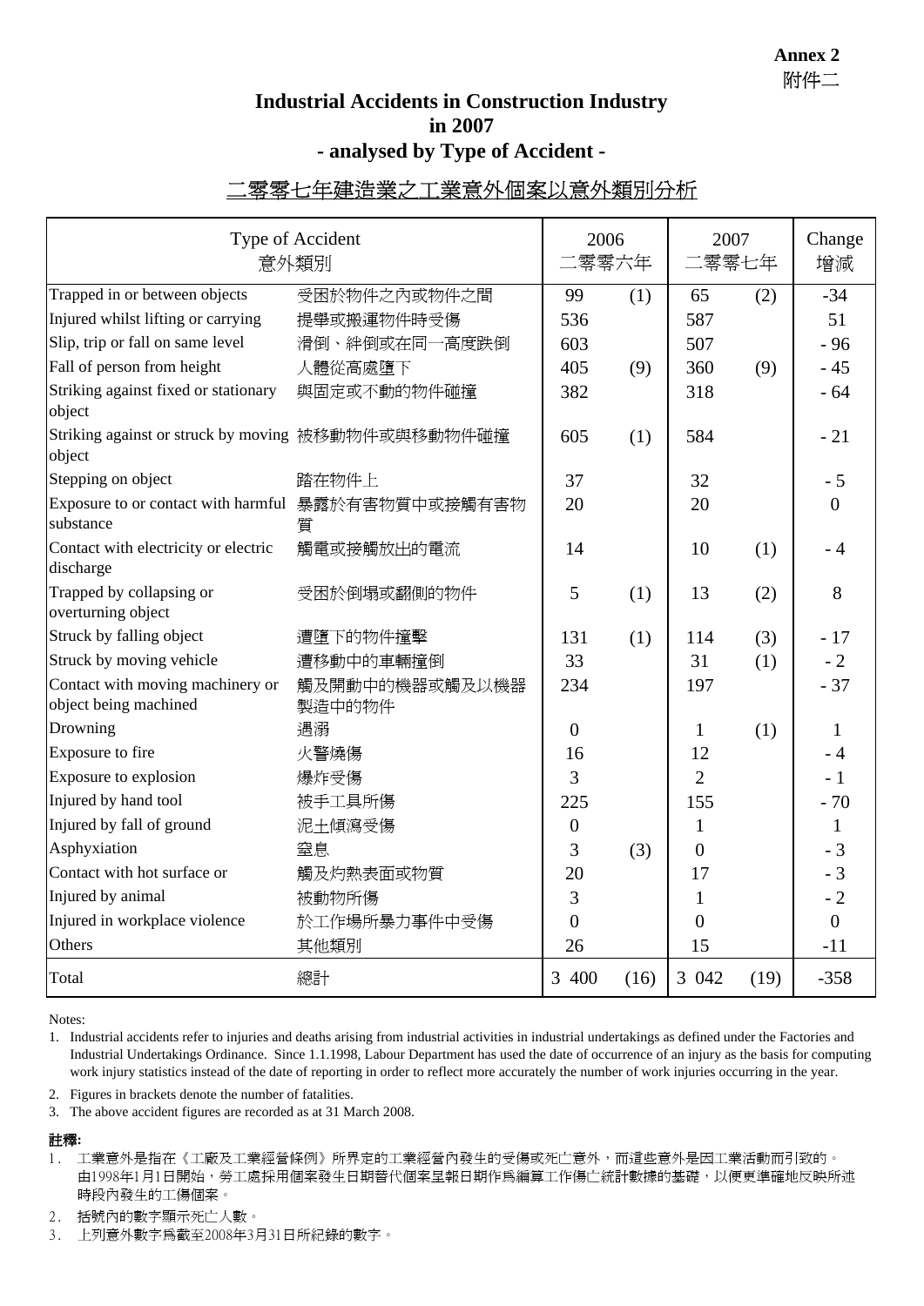**Annex 2**
附件二

## Industrial Accidents in Construction Industry in 2007 - analysed by Type of Accident -

## 二零零七年建造業之工業意外個案以意外類別分析

| Type of Accident | 意外類別 | 2006 二零零六年 | | 2007 二零零七年 | | Change 增減 |
|---|---|---|---|---|---|---|
| Trapped in or between objects | 受困於物件之內或物件之間 | 99 | (1) | 65 | (2) | -34 |
| Injured whilst lifting or carrying | 提舉或搬運物件時受傷 | 536 | | 587 | | 51 |
| Slip, trip or fall on same level | 滑倒、絆倒或在同一高度跌倒 | 603 | | 507 | | - 96 |
| Fall of person from height | 人體從高處墮下 | 405 | (9) | 360 | (9) | - 45 |
| Striking against fixed or stationary object | 與固定或不動的物件碰撞 | 382 | | 318 | | - 64 |
| Striking against or struck by moving object | 被移動物件或與移動物件碰撞 | 605 | (1) | 584 | | - 21 |
| Stepping on object | 踏在物件上 | 37 | | 32 | | - 5 |
| Exposure to or contact with harmful substance | 暴露於有害物質中或接觸有害物質 | 20 | | 20 | | 0 |
| Contact with electricity or electric discharge | 觸電或接觸放出的電流 | 14 | | 10 | (1) | - 4 |
| Trapped by collapsing or overturning object | 受困於倒塌或翻側的物件 | 5 | (1) | 13 | (2) | 8 |
| Struck by falling object | 遭墮下的物件撞擊 | 131 | (1) | 114 | (3) | - 17 |
| Struck by moving vehicle | 遭移動中的車輛撞倒 | 33 | | 31 | (1) | - 2 |
| Contact with moving machinery or object being machined | 觸及開動中的機器或觸及以機器製造中的物件 | 234 | | 197 | | - 37 |
| Drowning | 遇溺 | 0 | | 1 | (1) | 1 |
| Exposure to fire | 火警燒傷 | 16 | | 12 | | - 4 |
| Exposure to explosion | 爆炸受傷 | 3 | | 2 | | - 1 |
| Injured by hand tool | 被手工具所傷 | 225 | | 155 | | - 70 |
| Injured by fall of ground | 泥土傾瀉受傷 | 0 | | 1 | | 1 |
| Asphyxiation | 窒息 | 3 | (3) | 0 | | - 3 |
| Contact with hot surface or | 觸及灼熱表面或物質 | 20 | | 17 | | - 3 |
| Injured by animal | 被動物所傷 | 3 | | 1 | | - 2 |
| Injured in workplace violence | 於工作場所暴力事件中受傷 | 0 | | 0 | | 0 |
| Others | 其他類別 | 26 | | 15 | | -11 |
| Total | 總計 | 3 400 | (16) | 3 042 | (19) | -358 |

Notes:

1. Industrial accidents refer to injuries and deaths arising from industrial activities in industrial undertakings as defined under the Factories and Industrial Undertakings Ordinance. Since 1.1.1998, Labour Department has used the date of occurrence of an injury as the basis for computing work injury statistics instead of the date of reporting in order to reflect more accurately the number of work injuries occurring in the year.
2. Figures in brackets denote the number of fatalities.
3. The above accident figures are recorded as at 31 March 2008.

**註釋:**

1. 工業意外是指在《工廠及工業經營條例》所界定的工業經營內發生的受傷或死亡意外，而這些意外是因工業活動而引致的。由1998年1月1日開始，勞工處採用個案發生日期替代個案呈報日期作爲編算工作傷亡統計數據的基礎，以便更準確地反映所述時段內發生的工傷個案。
2. 括號內的數字顯示死亡人數。
3. 上列意外數字爲截至2008年3月31日所紀錄的數字。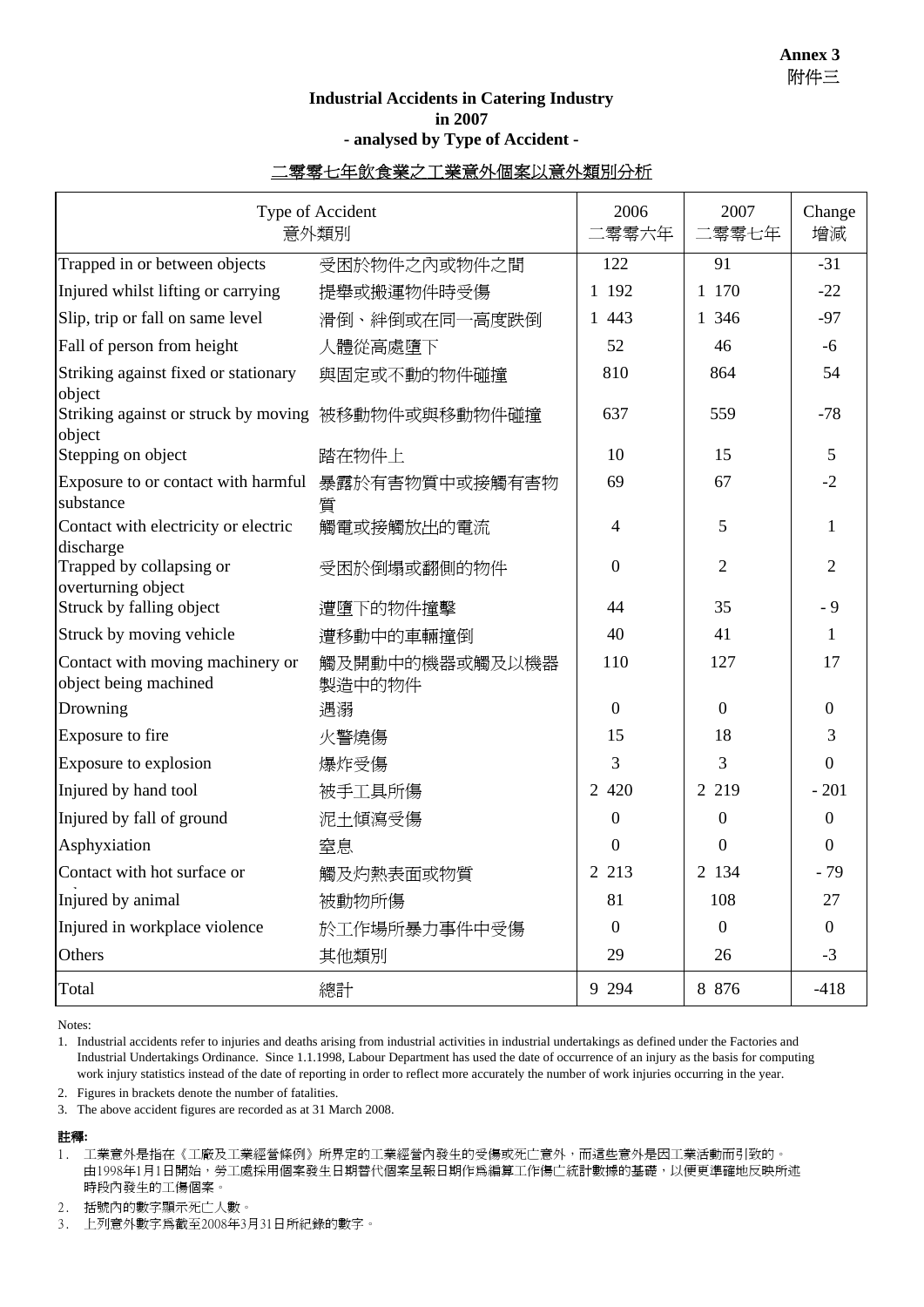**Annex 3**
附件三

### Industrial Accidents in Catering Industry in 2007 - analysed by Type of Accident -

二零零七年飲食業之工業意外個案以意外類別分析

| Type of Accident | 意外類別 | 2006 二零零六年 | 2007 二零零七年 | Change 增減 |
|---|---|---|---|---|
| Trapped in or between objects | 受困於物件之內或物件之間 | 122 | 91 | -31 |
| Injured whilst lifting or carrying | 提舉或搬運物件時受傷 | 1 192 | 1 170 | -22 |
| Slip, trip or fall on same level | 滑倒、絆倒或在同一高度跌倒 | 1 443 | 1 346 | -97 |
| Fall of person from height | 人體從高處墮下 | 52 | 46 | -6 |
| Striking against fixed or stationary object | 與固定或不動的物件碰撞 | 810 | 864 | 54 |
| Striking against or struck by moving object | 被移動物件或與移動物件碰撞 | 637 | 559 | -78 |
| Stepping on object | 踏在物件上 | 10 | 15 | 5 |
| Exposure to or contact with harmful substance | 暴露於有害物質中或接觸有害物質 | 69 | 67 | -2 |
| Contact with electricity or electric discharge | 觸電或接觸放出的電流 | 4 | 5 | 1 |
| Trapped by collapsing or overturning object | 受困於倒塌或翻側的物件 | 0 | 2 | 2 |
| Struck by falling object | 遭墮下的物件撞擊 | 44 | 35 | - 9 |
| Struck by moving vehicle | 遭移動中的車輛撞倒 | 40 | 41 | 1 |
| Contact with moving machinery or object being machined | 觸及開動中的機器或觸及以機器製造中的物件 | 110 | 127 | 17 |
| Drowning | 遇溺 | 0 | 0 | 0 |
| Exposure to fire | 火警燒傷 | 15 | 18 | 3 |
| Exposure to explosion | 爆炸受傷 | 3 | 3 | 0 |
| Injured by hand tool | 被手工具所傷 | 2 420 | 2 219 | - 201 |
| Injured by fall of ground | 泥土傾瀉受傷 | 0 | 0 | 0 |
| Asphyxiation | 窒息 | 0 | 0 | 0 |
| Contact with hot surface or substance | 觸及灼熱表面或物質 | 2 213 | 2 134 | - 79 |
| Injured by animal | 被動物所傷 | 81 | 108 | 27 |
| Injured in workplace violence | 於工作場所暴力事件中受傷 | 0 | 0 | 0 |
| Others | 其他類別 | 29 | 26 | -3 |
| Total | 總計 | 9 294 | 8 876 | -418 |

Notes:

1. Industrial accidents refer to injuries and deaths arising from industrial activities in industrial undertakings as defined under the Factories and Industrial Undertakings Ordinance. Since 1.1.1998, Labour Department has used the date of occurrence of an injury as the basis for computing work injury statistics instead of the date of reporting in order to reflect more accurately the number of work injuries occurring in the year.
2. Figures in brackets denote the number of fatalities.
3. The above accident figures are recorded as at 31 March 2008.

**註釋:**

1. 工業意外是指在《工廠及工業經營條例》所界定的工業經營內發生的受傷或死亡意外，而這些意外是因工業活動而引致的。由1998年1月1日開始，勞工處採用個案發生日期替代個案呈報日期作爲編算工作傷亡統計數據的基礎，以便更準確地反映所述時段內發生的工傷個案。
2. 括號內的數字顯示死亡人數。
3. 上列意外數字爲截至2008年3月31日所紀錄的數字。